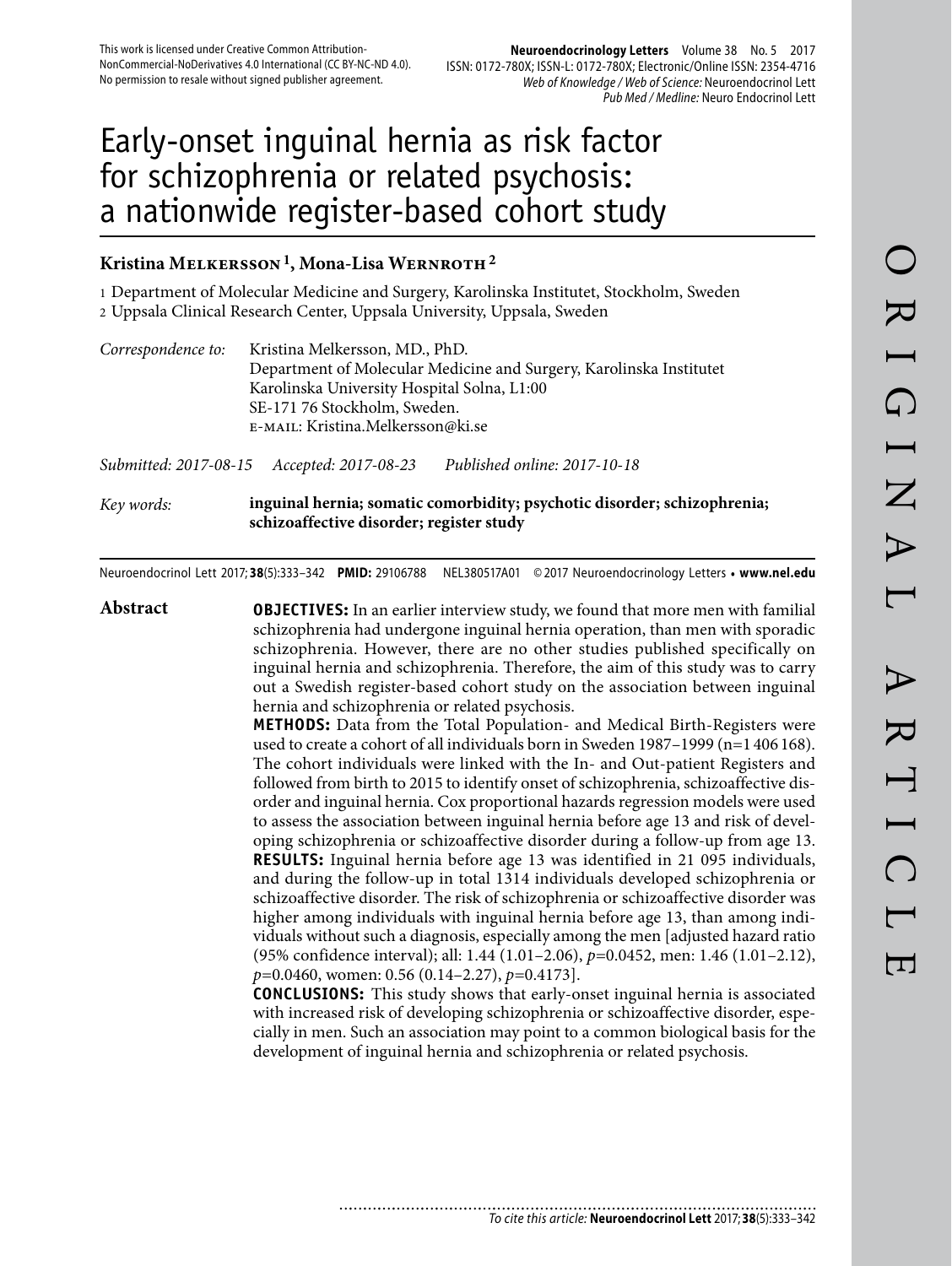This work is licensed under Creative Common Attribution-NonCommercial-NoDerivatives 4.0 International (CC BY-NC-ND 4.0). No permission to resale without signed publisher agreement.

**Neuroendocrinology Letters** Volume 38 No. 5 2017
ISSN: 0172-780X; ISSN-L: 0172-780X; Electronic/Online ISSN: 2354-4716
*Web of Knowledge / Web of Science:* Neuroendocrinol Lett
*Pub Med / Medline:* Neuro Endocrinol Lett

# Early-onset inguinal hernia as risk factor for schizophrenia or related psychosis: a nationwide register-based cohort study

**Kristina Melkersson [1], Mona-Lisa Wernroth [2]**

1 Department of Molecular Medicine and Surgery, Karolinska Institutet, Stockholm, Sweden
2 Uppsala Clinical Research Center, Uppsala University, Uppsala, Sweden

*Correspondence to:* Kristina Melkersson, MD., PhD.
Department of Molecular Medicine and Surgery, Karolinska Institutet
Karolinska University Hospital Solna, L1:00
SE-171 76 Stockholm, Sweden.
E-MAIL: Kristina.Melkersson@ki.se

*Submitted: 2017-08-15* *Accepted: 2017-08-23* *Published online: 2017-10-18*

*Key words:* **inguinal hernia; somatic comorbidity; psychotic disorder; schizophrenia; schizoaffective disorder; register study**

Neuroendocrinol Lett 2017; **38**(5):333–342 **PMID:** 29106788 NEL380517A01 © 2017 Neuroendocrinology Letters • **www.nel.edu**

## Abstract

**OBJECTIVES:** In an earlier interview study, we found that more men with familial schizophrenia had undergone inguinal hernia operation, than men with sporadic schizophrenia. However, there are no other studies published specifically on inguinal hernia and schizophrenia. Therefore, the aim of this study was to carry out a Swedish register-based cohort study on the association between inguinal hernia and schizophrenia or related psychosis.

**METHODS:** Data from the Total Population- and Medical Birth-Registers were used to create a cohort of all individuals born in Sweden 1987–1999 (n=1 406 168). The cohort individuals were linked with the In- and Out-patient Registers and followed from birth to 2015 to identify onset of schizophrenia, schizoaffective disorder and inguinal hernia. Cox proportional hazards regression models were used to assess the association between inguinal hernia before age 13 and risk of developing schizophrenia or schizoaffective disorder during a follow-up from age 13.

**RESULTS:** Inguinal hernia before age 13 was identified in 21 095 individuals, and during the follow-up in total 1314 individuals developed schizophrenia or schizoaffective disorder. The risk of schizophrenia or schizoaffective disorder was higher among individuals with inguinal hernia before age 13, than among individuals without such a diagnosis, especially among the men [adjusted hazard ratio (95% confidence interval); all: 1.44 (1.01–2.06), $p$=0.0452, men: 1.46 (1.01–2.12), $p$=0.0460, women: 0.56 (0.14–2.27), $p$=0.4173].

**CONCLUSIONS:** This study shows that early-onset inguinal hernia is associated with increased risk of developing schizophrenia or schizoaffective disorder, especially in men. Such an association may point to a common biological basis for the development of inguinal hernia and schizophrenia or related psychosis.

To cite this article: **Neuroendocrinol Lett** 2017; **38**(5):333–342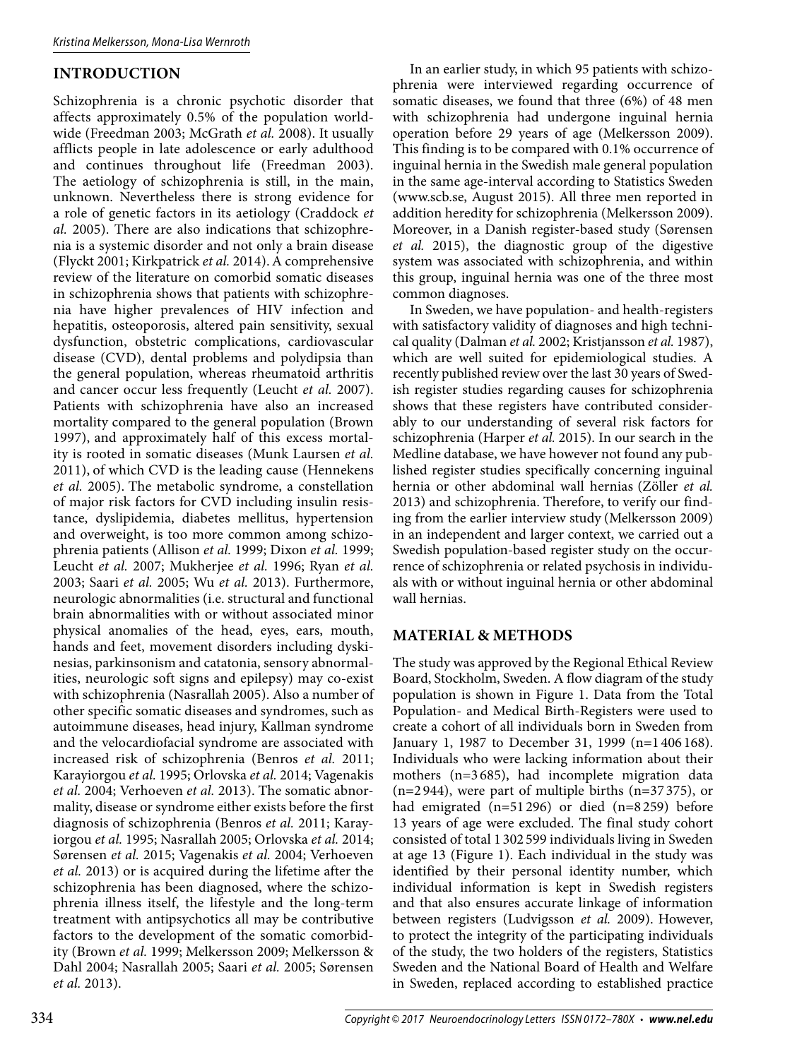## INTRODUCTION

Schizophrenia is a chronic psychotic disorder that affects approximately 0.5% of the population worldwide (Freedman 2003; McGrath *et al.* 2008). It usually afflicts people in late adolescence or early adulthood and continues throughout life (Freedman 2003). The aetiology of schizophrenia is still, in the main, unknown. Nevertheless there is strong evidence for a role of genetic factors in its aetiology (Craddock *et al.* 2005). There are also indications that schizophrenia is a systemic disorder and not only a brain disease (Flyckt 2001; Kirkpatrick *et al.* 2014). A comprehensive review of the literature on comorbid somatic diseases in schizophrenia shows that patients with schizophrenia have higher prevalences of HIV infection and hepatitis, osteoporosis, altered pain sensitivity, sexual dysfunction, obstetric complications, cardiovascular disease (CVD), dental problems and polydipsia than the general population, whereas rheumatoid arthritis and cancer occur less frequently (Leucht *et al.* 2007). Patients with schizophrenia have also an increased mortality compared to the general population (Brown 1997), and approximately half of this excess mortality is rooted in somatic diseases (Munk Laursen *et al.* 2011), of which CVD is the leading cause (Hennekens *et al.* 2005). The metabolic syndrome, a constellation of major risk factors for CVD including insulin resistance, dyslipidemia, diabetes mellitus, hypertension and overweight, is too more common among schizophrenia patients (Allison *et al.* 1999; Dixon *et al.* 1999; Leucht *et al.* 2007; Mukherjee *et al.* 1996; Ryan *et al.* 2003; Saari *et al.* 2005; Wu *et al.* 2013). Furthermore, neurologic abnormalities (i.e. structural and functional brain abnormalities with or without associated minor physical anomalies of the head, eyes, ears, mouth, hands and feet, movement disorders including dyskinesias, parkinsonism and catatonia, sensory abnormalities, neurologic soft signs and epilepsy) may co-exist with schizophrenia (Nasrallah 2005). Also a number of other specific somatic diseases and syndromes, such as autoimmune diseases, head injury, Kallman syndrome and the velocardiofacial syndrome are associated with increased risk of schizophrenia (Benros *et al.* 2011; Karayiorgou *et al.* 1995; Orlovska *et al.* 2014; Vagenakis *et al.* 2004; Verhoeven *et al.* 2013). The somatic abnormality, disease or syndrome either exists before the first diagnosis of schizophrenia (Benros *et al.* 2011; Karayiorgou *et al.* 1995; Nasrallah 2005; Orlovska *et al.* 2014; Sørensen *et al.* 2015; Vagenakis *et al.* 2004; Verhoeven *et al.* 2013) or is acquired during the lifetime after the schizophrenia has been diagnosed, where the schizophrenia illness itself, the lifestyle and the long-term treatment with antipsychotics all may be contributive factors to the development of the somatic comorbidity (Brown *et al.* 1999; Melkersson 2009; Melkersson & Dahl 2004; Nasrallah 2005; Saari *et al.* 2005; Sørensen *et al.* 2013).

In an earlier study, in which 95 patients with schizophrenia were interviewed regarding occurrence of somatic diseases, we found that three (6%) of 48 men with schizophrenia had undergone inguinal hernia operation before 29 years of age (Melkersson 2009). This finding is to be compared with 0.1% occurrence of inguinal hernia in the Swedish male general population in the same age-interval according to Statistics Sweden (www.scb.se, August 2015). All three men reported in addition heredity for schizophrenia (Melkersson 2009). Moreover, in a Danish register-based study (Sørensen *et al.* 2015), the diagnostic group of the digestive system was associated with schizophrenia, and within this group, inguinal hernia was one of the three most common diagnoses.

In Sweden, we have population- and health-registers with satisfactory validity of diagnoses and high technical quality (Dalman *et al.* 2002; Kristjansson *et al.* 1987), which are well suited for epidemiological studies. A recently published review over the last 30 years of Swedish register studies regarding causes for schizophrenia shows that these registers have contributed considerably to our understanding of several risk factors for schizophrenia (Harper *et al.* 2015). In our search in the Medline database, we have however not found any published register studies specifically concerning inguinal hernia or other abdominal wall hernias (Zöller *et al.* 2013) and schizophrenia. Therefore, to verify our finding from the earlier interview study (Melkersson 2009) in an independent and larger context, we carried out a Swedish population-based register study on the occurrence of schizophrenia or related psychosis in individuals with or without inguinal hernia or other abdominal wall hernias.

## MATERIAL & METHODS

The study was approved by the Regional Ethical Review Board, Stockholm, Sweden. A flow diagram of the study population is shown in Figure 1. Data from the Total Population- and Medical Birth-Registers were used to create a cohort of all individuals born in Sweden from January 1, 1987 to December 31, 1999 (n=1406168). Individuals who were lacking information about their mothers (n=3685), had incomplete migration data (n=2944), were part of multiple births (n=37375), or had emigrated (n=51296) or died (n=8259) before 13 years of age were excluded. The final study cohort consisted of total 1302599 individuals living in Sweden at age 13 (Figure 1). Each individual in the study was identified by their personal identity number, which individual information is kept in Swedish registers and that also ensures accurate linkage of information between registers (Ludvigsson *et al.* 2009). However, to protect the integrity of the participating individuals of the study, the two holders of the registers, Statistics Sweden and the National Board of Health and Welfare in Sweden, replaced according to established practice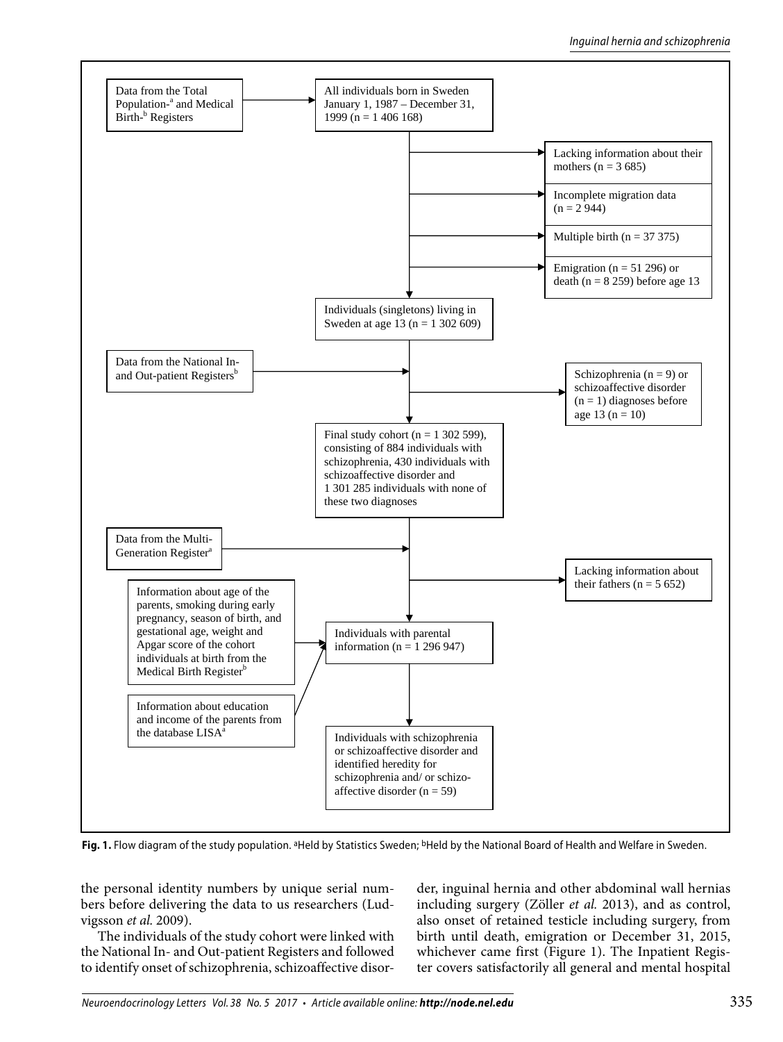Data from the Total Population-[a] and Medical Birth-[b] Registers

All individuals born in Sweden January 1, 1987 – December 31, 1999 (n = 1 406 168)

Lacking information about their mothers (n = 3 685)

Incomplete migration data (n = 2 944)

Multiple birth (n = 37 375)

Emigration (n = 51 296) or death (n = 8 259) before age 13

Individuals (singletons) living in Sweden at age 13 (n = 1 302 609)

Data from the National In- and Out-patient Registers[b]

Schizophrenia (n = 9) or schizoaffective disorder (n = 1) diagnoses before age 13 (n = 10)

Final study cohort (n = 1 302 599), consisting of 884 individuals with schizophrenia, 430 individuals with schizoaffective disorder and 1 301 285 individuals with none of these two diagnoses

Data from the Multi-Generation Register[a]

Lacking information about their fathers (n = 5 652)

Information about age of the parents, smoking during early pregnancy, season of birth, and gestational age, weight and Apgar score of the cohort individuals at birth from the Medical Birth Register[b]

Individuals with parental information (n = 1 296 947)

Information about education and income of the parents from the database LISA[a]

Individuals with schizophrenia or schizoaffective disorder and identified heredity for schizophrenia and/ or schizo-affective disorder (n = 59)

**Fig. 1.** Flow diagram of the study population. [a]Held by Statistics Sweden; [b]Held by the National Board of Health and Welfare in Sweden.

the personal identity numbers by unique serial numbers before delivering the data to us researchers (Ludvigsson *et al.* 2009).

The individuals of the study cohort were linked with the National In- and Out-patient Registers and followed to identify onset of schizophrenia, schizoaffective disorder, inguinal hernia and other abdominal wall hernias including surgery (Zöller *et al.* 2013), and as control, also onset of retained testicle including surgery, from birth until death, emigration or December 31, 2015, whichever came first (Figure 1). The Inpatient Register covers satisfactorily all general and mental hospital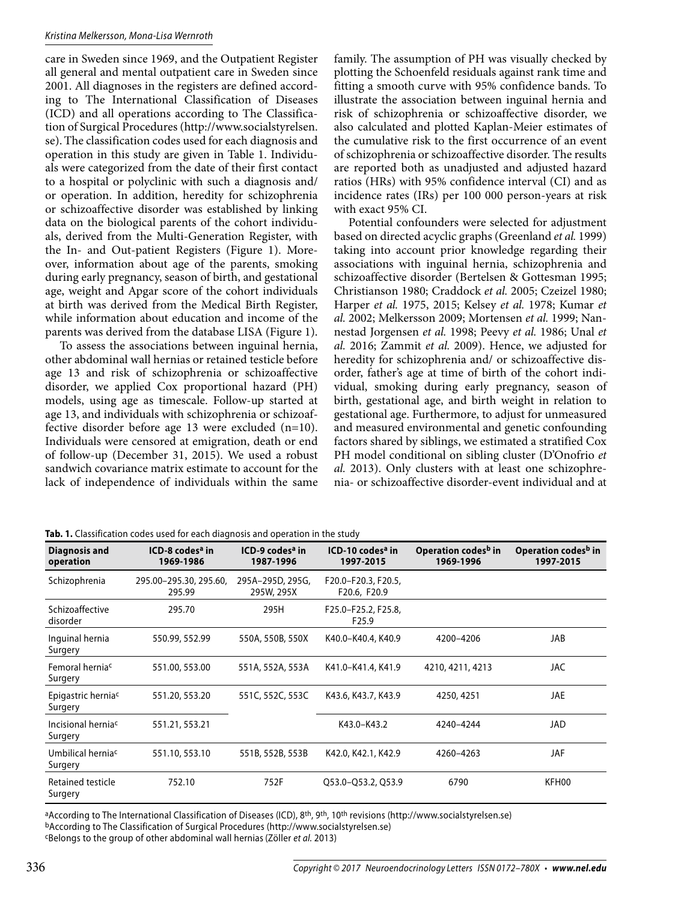care in Sweden since 1969, and the Outpatient Register all general and mental outpatient care in Sweden since 2001. All diagnoses in the registers are defined according to The International Classification of Diseases (ICD) and all operations according to The Classification of Surgical Procedures (http://www.socialstyrelsen.se). The classification codes used for each diagnosis and operation in this study are given in Table 1. Individuals were categorized from the date of their first contact to a hospital or polyclinic with such a diagnosis and/ or operation. In addition, heredity for schizophrenia or schizoaffective disorder was established by linking data on the biological parents of the cohort individuals, derived from the Multi-Generation Register, with the In- and Out-patient Registers (Figure 1). Moreover, information about age of the parents, smoking during early pregnancy, season of birth, and gestational age, weight and Apgar score of the cohort individuals at birth was derived from the Medical Birth Register, while information about education and income of the parents was derived from the database LISA (Figure 1).

To assess the associations between inguinal hernia, other abdominal wall hernias or retained testicle before age 13 and risk of schizophrenia or schizoaffective disorder, we applied Cox proportional hazard (PH) models, using age as timescale. Follow-up started at age 13, and individuals with schizophrenia or schizoaffective disorder before age 13 were excluded (n=10). Individuals were censored at emigration, death or end of follow-up (December 31, 2015). We used a robust sandwich covariance matrix estimate to account for the lack of independence of individuals within the same family. The assumption of PH was visually checked by plotting the Schoenfeld residuals against rank time and fitting a smooth curve with 95% confidence bands. To illustrate the association between inguinal hernia and risk of schizophrenia or schizoaffective disorder, we also calculated and plotted Kaplan-Meier estimates of the cumulative risk to the first occurrence of an event of schizophrenia or schizoaffective disorder. The results are reported both as unadjusted and adjusted hazard ratios (HRs) with 95% confidence interval (CI) and as incidence rates (IRs) per 100 000 person-years at risk with exact 95% CI.

Potential confounders were selected for adjustment based on directed acyclic graphs (Greenland *et al.* 1999) taking into account prior knowledge regarding their associations with inguinal hernia, schizophrenia and schizoaffective disorder (Bertelsen & Gottesman 1995; Christianson 1980; Craddock *et al.* 2005; Czeizel 1980; Harper *et al.* 1975, 2015; Kelsey *et al.* 1978; Kumar *et al.* 2002; Melkersson 2009; Mortensen *et al.* 1999; Nannestad Jorgensen *et al.* 1998; Peevy *et al.* 1986; Unal *et al.* 2016; Zammit *et al.* 2009). Hence, we adjusted for heredity for schizophrenia and/ or schizoaffective disorder, father's age at time of birth of the cohort individual, smoking during early pregnancy, season of birth, gestational age, and birth weight in relation to gestational age. Furthermore, to adjust for unmeasured and measured environmental and genetic confounding factors shared by siblings, we estimated a stratified Cox PH model conditional on sibling cluster (D'Onofrio *et al.* 2013). Only clusters with at least one schizophrenia- or schizoaffective disorder-event individual and at

**Tab. 1.** Classification codes used for each diagnosis and operation in the study

| Diagnosis and operation | ICD-8 codes[a] in 1969-1986 | ICD-9 codes[a] in 1987-1996 | ICD-10 codes[a] in 1997-2015 | Operation codes[b] in 1969-1996 | Operation codes[b] in 1997-2015 |
|---|---|---|---|---|---|
| Schizophrenia | 295.00–295.30, 295.60, 295.99 | 295A–295D, 295G, 295W, 295X | F20.0–F20.3, F20.5, F20.6, F20.9 | | |
| Schizoaffective disorder | 295.70 | 295H | F25.0–F25.2, F25.8, F25.9 | | |
| Inguinal hernia Surgery | 550.99, 552.99 | 550A, 550B, 550X | K40.0–K40.4, K40.9 | 4200–4206 | JAB |
| Femoral hernia[c] Surgery | 551.00, 553.00 | 551A, 552A, 553A | K41.0–K41.4, K41.9 | 4210, 4211, 4213 | JAC |
| Epigastric hernia[c] Surgery | 551.20, 553.20 | 551C, 552C, 553C | K43.6, K43.7, K43.9 | 4250, 4251 | JAE |
| Incisional hernia[c] Surgery | 551.21, 553.21 | | K43.0–K43.2 | 4240–4244 | JAD |
| Umbilical hernia[c] Surgery | 551.10, 553.10 | 551B, 552B, 553B | K42.0, K42.1, K42.9 | 4260–4263 | JAF |
| Retained testicle Surgery | 752.10 | 752F | Q53.0–Q53.2, Q53.9 | 6790 | KFH00 |

[a]According to The International Classification of Diseases (ICD), 8th, 9th, 10th revisions (http://www.socialstyrelsen.se)
[b]According to The Classification of Surgical Procedures (http://www.socialstyrelsen.se)
[c]Belongs to the group of other abdominal wall hernias (Zöller *et al.* 2013)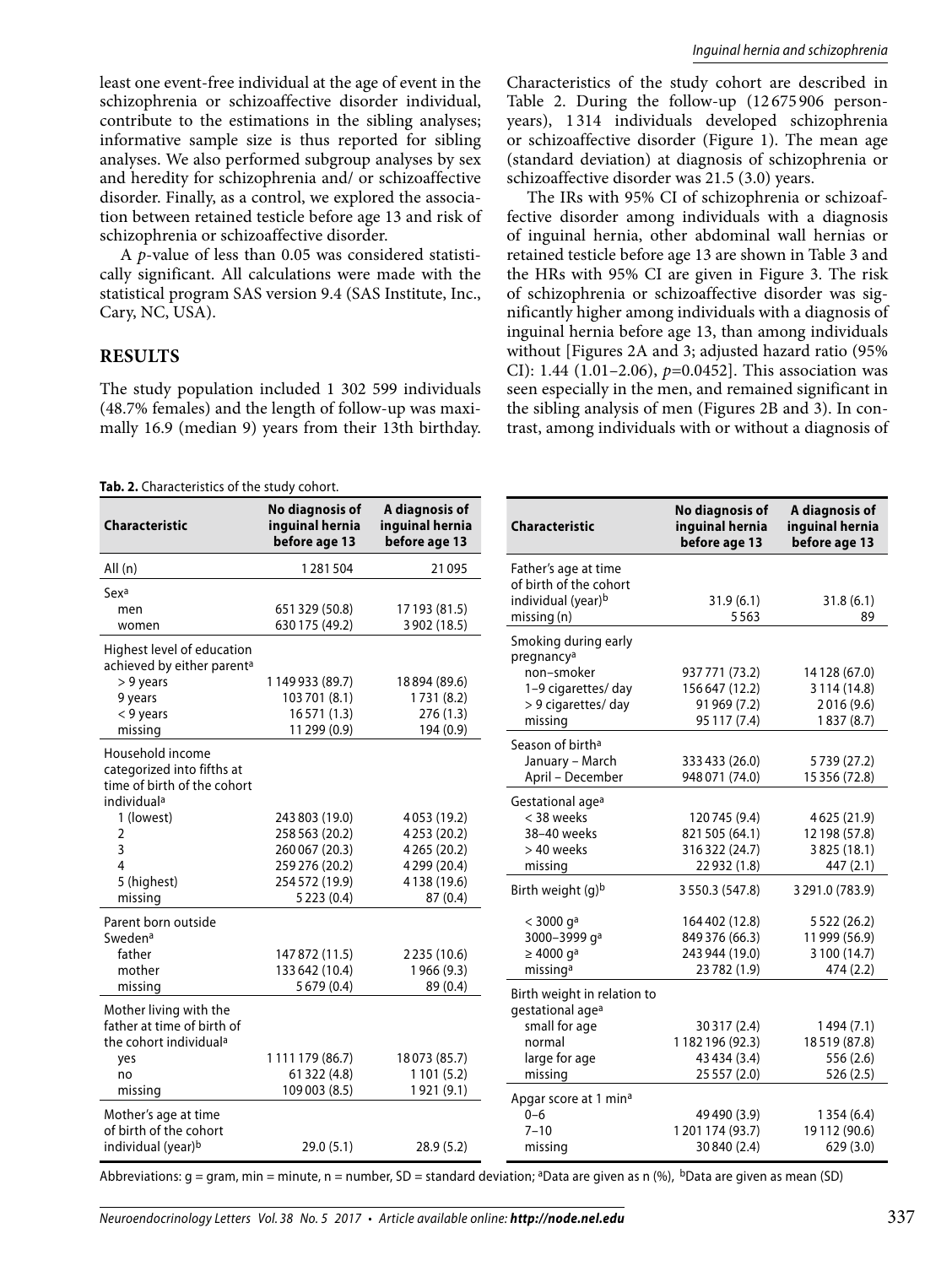least one event-free individual at the age of event in the schizophrenia or schizoaffective disorder individual, contribute to the estimations in the sibling analyses; informative sample size is thus reported for sibling analyses. We also performed subgroup analyses by sex and heredity for schizophrenia and/ or schizoaffective disorder. Finally, as a control, we explored the association between retained testicle before age 13 and risk of schizophrenia or schizoaffective disorder.

A *p*-value of less than 0.05 was considered statistically significant. All calculations were made with the statistical program SAS version 9.4 (SAS Institute, Inc., Cary, NC, USA).

## RESULTS

The study population included 1 302 599 individuals (48.7% females) and the length of follow-up was maximally 16.9 (median 9) years from their 13th birthday. Characteristics of the study cohort are described in Table 2. During the follow-up (12 675 906 person-years), 1 314 individuals developed schizophrenia or schizoaffective disorder (Figure 1). The mean age (standard deviation) at diagnosis of schizophrenia or schizoaffective disorder was 21.5 (3.0) years.

The IRs with 95% CI of schizophrenia or schizoaffective disorder among individuals with a diagnosis of inguinal hernia, other abdominal wall hernias or retained testicle before age 13 are shown in Table 3 and the HRs with 95% CI are given in Figure 3. The risk of schizophrenia or schizoaffective disorder was significantly higher among individuals with a diagnosis of inguinal hernia before age 13, than among individuals without [Figures 2A and 3; adjusted hazard ratio (95% CI): 1.44 (1.01–2.06), *p*=0.0452]. This association was seen especially in the men, and remained significant in the sibling analysis of men (Figures 2B and 3). In contrast, among individuals with or without a diagnosis of

**Tab. 2.** Characteristics of the study cohort.

| Characteristic | No diagnosis of inguinal hernia before age 13 | A diagnosis of inguinal hernia before age 13 |
|---|---|---|
| All (n) | 1 281 504 | 21 095 |
| Sex[a] | | |
| men | 651 329 (50.8) | 17 193 (81.5) |
| women | 630 175 (49.2) | 3 902 (18.5) |
| Highest level of education achieved by either parent[a] | | |
| > 9 years | 1 149 933 (89.7) | 18 894 (89.6) |
| 9 years | 103 701 (8.1) | 1 731 (8.2) |
| < 9 years | 16 571 (1.3) | 276 (1.3) |
| missing | 11 299 (0.9) | 194 (0.9) |
| Household income categorized into fifths at time of birth of the cohort individual[a] | | |
| 1 (lowest) | 243 803 (19.0) | 4 053 (19.2) |
| 2 | 258 563 (20.2) | 4 253 (20.2) |
| 3 | 260 067 (20.3) | 4 265 (20.2) |
| 4 | 259 276 (20.2) | 4 299 (20.4) |
| 5 (highest) | 254 572 (19.9) | 4 138 (19.6) |
| missing | 5 223 (0.4) | 87 (0.4) |
| Parent born outside Sweden[a] | | |
| father | 147 872 (11.5) | 2 235 (10.6) |
| mother | 133 642 (10.4) | 1 966 (9.3) |
| missing | 5 679 (0.4) | 89 (0.4) |
| Mother living with the father at time of birth of the cohort individual[a] | | |
| yes | 1 111 179 (86.7) | 18 073 (85.7) |
| no | 61 322 (4.8) | 1 101 (5.2) |
| missing | 109 003 (8.5) | 1 921 (9.1) |
| Mother's age at time of birth of the cohort individual (year)[b] | 29.0 (5.1) | 28.9 (5.2) |
| Father's age at time of birth of the cohort individual (year)[b] | 31.9 (6.1) | 31.8 (6.1) |
| missing (n) | 5 563 | 89 |
| Smoking during early pregnancy[a] | | |
| non–smoker | 937 771 (73.2) | 14 128 (67.0) |
| 1–9 cigarettes/ day | 156 647 (12.2) | 3 114 (14.8) |
| > 9 cigarettes/ day | 91 969 (7.2) | 2 016 (9.6) |
| missing | 95 117 (7.4) | 1 837 (8.7) |
| Season of birth[a] | | |
| January – March | 333 433 (26.0) | 5 739 (27.2) |
| April – December | 948 071 (74.0) | 15 356 (72.8) |
| Gestational age[a] | | |
| < 38 weeks | 120 745 (9.4) | 4 625 (21.9) |
| 38–40 weeks | 821 505 (64.1) | 12 198 (57.8) |
| > 40 weeks | 316 322 (24.7) | 3 825 (18.1) |
| missing | 22 932 (1.8) | 447 (2.1) |
| Birth weight (g)[b] | 3 550.3 (547.8) | 3 291.0 (783.9) |
| < 3000 g[a] | 164 402 (12.8) | 5 522 (26.2) |
| 3000–3999 g[a] | 849 376 (66.3) | 11 999 (56.9) |
| ≥ 4000 g[a] | 243 944 (19.0) | 3 100 (14.7) |
| missing[a] | 23 782 (1.9) | 474 (2.2) |
| Birth weight in relation to gestational age[a] | | |
| small for age | 30 317 (2.4) | 1 494 (7.1) |
| normal | 1 182 196 (92.3) | 18 519 (87.8) |
| large for age | 43 434 (3.4) | 556 (2.6) |
| missing | 25 557 (2.0) | 526 (2.5) |
| Apgar score at 1 min[a] | | |
| 0–6 | 49 490 (3.9) | 1 354 (6.4) |
| 7–10 | 1 201 174 (93.7) | 19 112 (90.6) |
| missing | 30 840 (2.4) | 629 (3.0) |

Abbreviations: g = gram, min = minute, n = number, SD = standard deviation; [a]Data are given as n (%), [b]Data are given as mean (SD)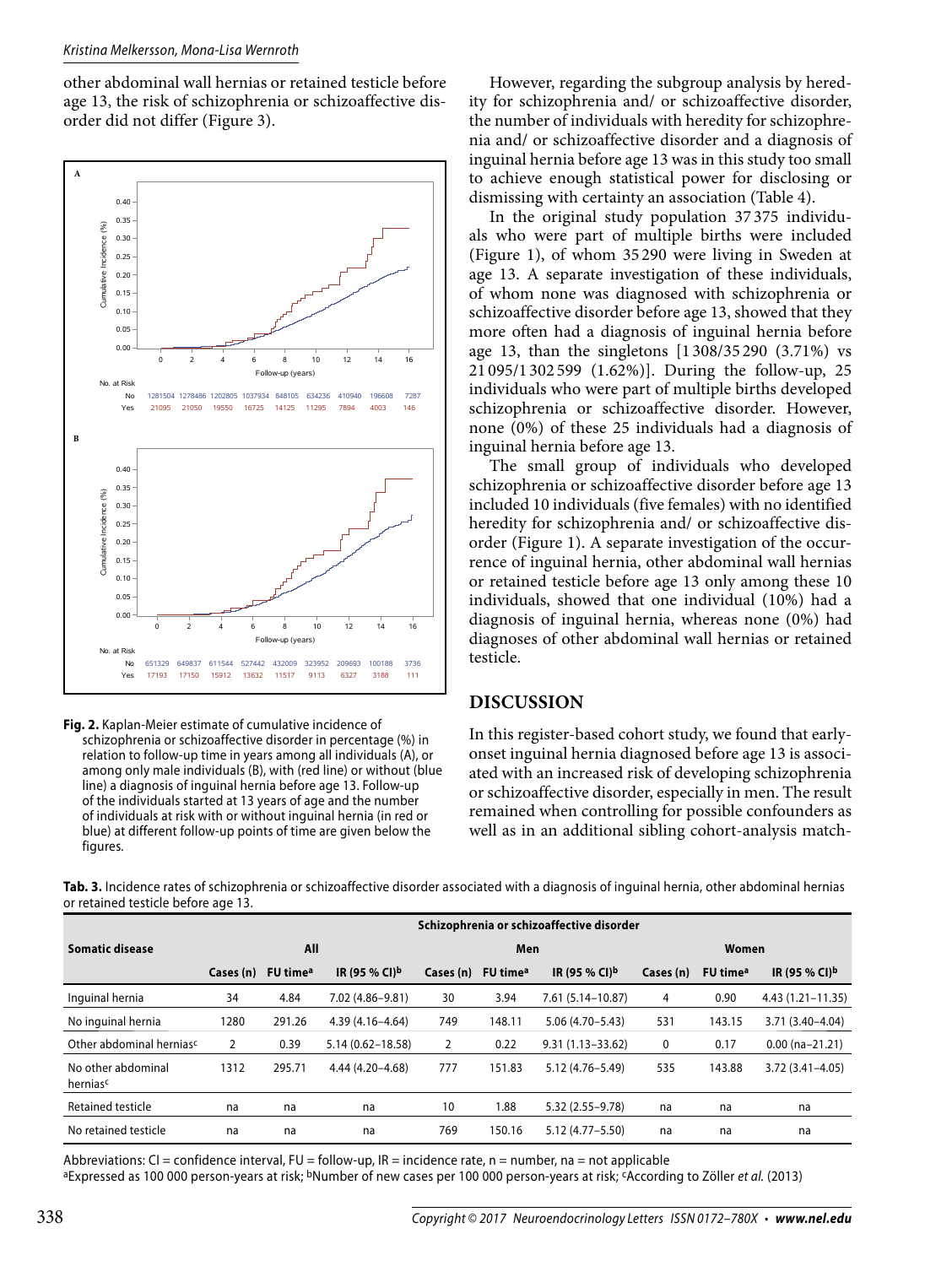other abdominal wall hernias or retained testicle before age 13, the risk of schizophrenia or schizoaffective disorder did not differ (Figure 3).

**Fig. 2.** Kaplan-Meier estimate of cumulative incidence of schizophrenia or schizoaffective disorder in percentage (%) in relation to follow-up time in years among all individuals (A), or among only male individuals (B), with (red line) or without (blue line) a diagnosis of inguinal hernia before age 13. Follow-up of the individuals started at 13 years of age and the number of individuals at risk with or without inguinal hernia (in red or blue) at different follow-up points of time are given below the figures.

However, regarding the subgroup analysis by heredity for schizophrenia and/ or schizoaffective disorder, the number of individuals with heredity for schizophrenia and/ or schizoaffective disorder and a diagnosis of inguinal hernia before age 13 was in this study too small to achieve enough statistical power for disclosing or dismissing with certainty an association (Table 4).

In the original study population 37 375 individuals who were part of multiple births were included (Figure 1), of whom 35 290 were living in Sweden at age 13. A separate investigation of these individuals, of whom none was diagnosed with schizophrenia or schizoaffective disorder before age 13, showed that they more often had a diagnosis of inguinal hernia before age 13, than the singletons [1 308/35 290 (3.71%) vs 21 095/1 302 599 (1.62%)]. During the follow-up, 25 individuals who were part of multiple births developed schizophrenia or schizoaffective disorder. However, none (0%) of these 25 individuals had a diagnosis of inguinal hernia before age 13.

The small group of individuals who developed schizophrenia or schizoaffective disorder before age 13 included 10 individuals (five females) with no identified heredity for schizophrenia and/ or schizoaffective disorder (Figure 1). A separate investigation of the occurrence of inguinal hernia, other abdominal wall hernias or retained testicle before age 13 only among these 10 individuals, showed that one individual (10%) had a diagnosis of inguinal hernia, whereas none (0%) had diagnoses of other abdominal wall hernias or retained testicle.

## DISCUSSION

In this register-based cohort study, we found that early-onset inguinal hernia diagnosed before age 13 is associated with an increased risk of developing schizophrenia or schizoaffective disorder, especially in men. The result remained when controlling for possible confounders as well as in an additional sibling cohort-analysis match-

**Tab. 3.** Incidence rates of schizophrenia or schizoaffective disorder associated with a diagnosis of inguinal hernia, other abdominal hernias or retained testicle before age 13.

| Somatic disease | Schizophrenia or schizoaffective disorder | | | | | | | | |
|---|---|---|---|---|---|---|---|---|---|
| | All | | | Men | | | Women | | |
| | Cases (n) | FU time[a] | IR (95 % CI)[b] | Cases (n) | FU time[a] | IR (95 % CI)[b] | Cases (n) | FU time[a] | IR (95 % CI)[b] |
| Inguinal hernia | 34 | 4.84 | 7.02 (4.86–9.81) | 30 | 3.94 | 7.61 (5.14–10.87) | 4 | 0.90 | 4.43 (1.21–11.35) |
| No inguinal hernia | 1280 | 291.26 | 4.39 (4.16–4.64) | 749 | 148.11 | 5.06 (4.70–5.43) | 531 | 143.15 | 3.71 (3.40–4.04) |
| Other abdominal hernias[c] | 2 | 0.39 | 5.14 (0.62–18.58) | 2 | 0.22 | 9.31 (1.13–33.62) | 0 | 0.17 | 0.00 (na–21.21) |
| No other abdominal hernias[c] | 1312 | 295.71 | 4.44 (4.20–4.68) | 777 | 151.83 | 5.12 (4.76–5.49) | 535 | 143.88 | 3.72 (3.41–4.05) |
| Retained testicle | na | na | na | 10 | 1.88 | 5.32 (2.55–9.78) | na | na | na |
| No retained testicle | na | na | na | 769 | 150.16 | 5.12 (4.77–5.50) | na | na | na |

Abbreviations: CI = confidence interval, FU = follow-up, IR = incidence rate, n = number, na = not applicable
[a]Expressed as 100 000 person-years at risk; [b]Number of new cases per 100 000 person-years at risk; [c]According to Zöller *et al.* (2013)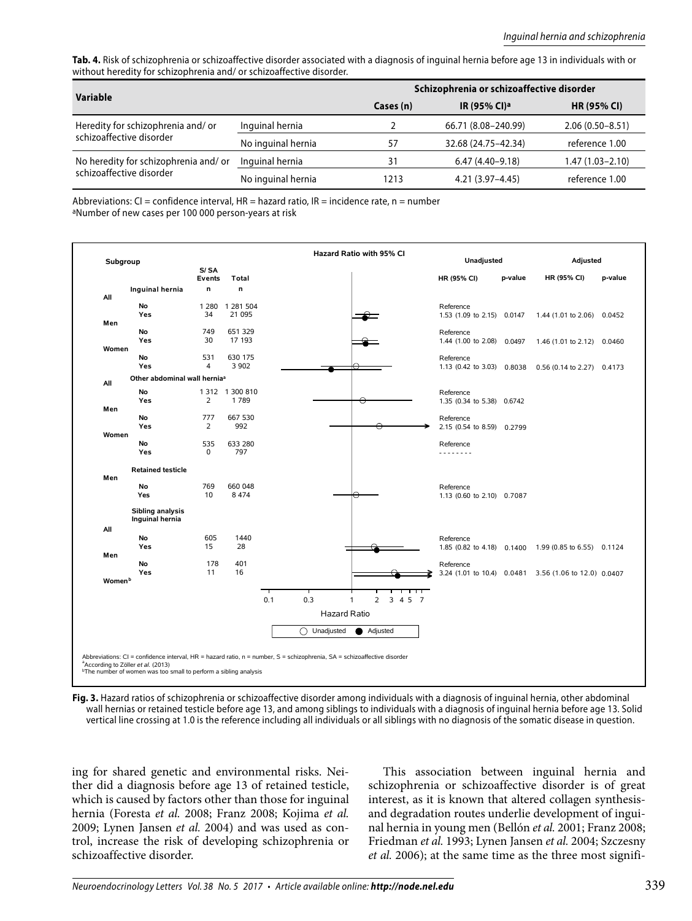**Tab. 4.** Risk of schizophrenia or schizoaffective disorder associated with a diagnosis of inguinal hernia before age 13 in individuals with or without heredity for schizophrenia and/ or schizoaffective disorder.

| Variable | | Schizophrenia or schizoaffective disorder | | |
|---|---|---|---|---|
| | | Cases (n) | IR (95% CI)[a] | HR (95% CI) |
| Heredity for schizophrenia and/ or schizoaffective disorder | Inguinal hernia | 2 | 66.71 (8.08–240.99) | 2.06 (0.50–8.51) |
| | No inguinal hernia | 57 | 32.68 (24.75–42.34) | reference 1.00 |
| No heredity for schizophrenia and/ or schizoaffective disorder | Inguinal hernia | 31 | 6.47 (4.40–9.18) | 1.47 (1.03–2.10) |
| | No inguinal hernia | 1213 | 4.21 (3.97–4.45) | reference 1.00 |

Abbreviations: CI = confidence interval, HR = hazard ratio, IR = incidence rate, n = number
[a]Number of new cases per 100 000 person-years at risk

| Subgroup | | S/SA Events n | Total n | Unadjusted HR (95% CI) | p-value | Adjusted HR (95% CI) | p-value |
|---|---|---|---|---|---|---|---|
| **Inguinal hernia** | | | | | | | |
| All | No | 1 280 | 1 281 504 | Reference | | | |
| | Yes | 34 | 21 095 | 1.53 (1.09 to 2.15) | 0.0147 | 1.44 (1.01 to 2.06) | 0.0452 |
| Men | No | 749 | 651 329 | Reference | | | |
| | Yes | 30 | 17 193 | 1.44 (1.00 to 2.08) | 0.0497 | 1.46 (1.01 to 2.12) | 0.0460 |
| Women | No | 531 | 630 175 | Reference | | | |
| | Yes | 4 | 3 902 | 1.13 (0.42 to 3.03) | 0.8038 | 0.56 (0.14 to 2.27) | 0.4173 |
| **Other abdominal wall hernia[a]** | | | | | | | |
| All | No | 1 312 | 1 300 810 | Reference | | | |
| | Yes | 2 | 1 789 | 1.35 (0.34 to 5.38) | 0.6742 | | |
| Men | No | 777 | 667 530 | Reference | | | |
| | Yes | 2 | 992 | 2.15 (0.54 to 8.59) | 0.2799 | | |
| Women | No | 535 | 633 280 | Reference | | | |
| | Yes | 0 | 797 | -------- | | | |
| **Retained testicle** | | | | | | | |
| Men | No | 769 | 660 048 | Reference | | | |
| | Yes | 10 | 8 474 | 1.13 (0.60 to 2.10) | 0.7087 | | |
| **Sibling analysis Inguinal hernia** | | | | | | | |
| All | No | 605 | 1440 | Reference | | | |
| | Yes | 15 | 28 | 1.85 (0.82 to 4.18) | 0.1400 | 1.99 (0.85 to 6.55) | 0.1124 |
| Men | No | 178 | 401 | Reference | | | |
| | Yes | 11 | 16 | 3.24 (1.01 to 10.4) | 0.0481 | 3.56 (1.06 to 12.0) | 0.0407 |
| Women[b] | | | | | | | |

Abbreviations: CI = confidence interval, HR = hazard ratio, n = number, S = schizophrenia, SA = schizoaffective disorder
[a]According to Zöller *et al.* (2013)
[b]The number of women was too small to perform a sibling analysis

**Fig. 3.** Hazard ratios of schizophrenia or schizoaffective disorder among individuals with a diagnosis of inguinal hernia, other abdominal wall hernias or retained testicle before age 13, and among siblings to individuals with a diagnosis of inguinal hernia before age 13. Solid vertical line crossing at 1.0 is the reference including all individuals or all siblings with no diagnosis of the somatic disease in question.

ing for shared genetic and environmental risks. Neither did a diagnosis before age 13 of retained testicle, which is caused by factors other than those for inguinal hernia (Foresta *et al.* 2008; Franz 2008; Kojima *et al.* 2009; Lynen Jansen *et al.* 2004) and was used as control, increase the risk of developing schizophrenia or schizoaffective disorder.

This association between inguinal hernia and schizophrenia or schizoaffective disorder is of great interest, as it is known that altered collagen synthesis- and degradation routes underlie development of inguinal hernia in young men (Bellón *et al.* 2001; Franz 2008; Friedman *et al.* 1993; Lynen Jansen *et al.* 2004; Szczesny *et al.* 2006); at the same time as the three most signifi-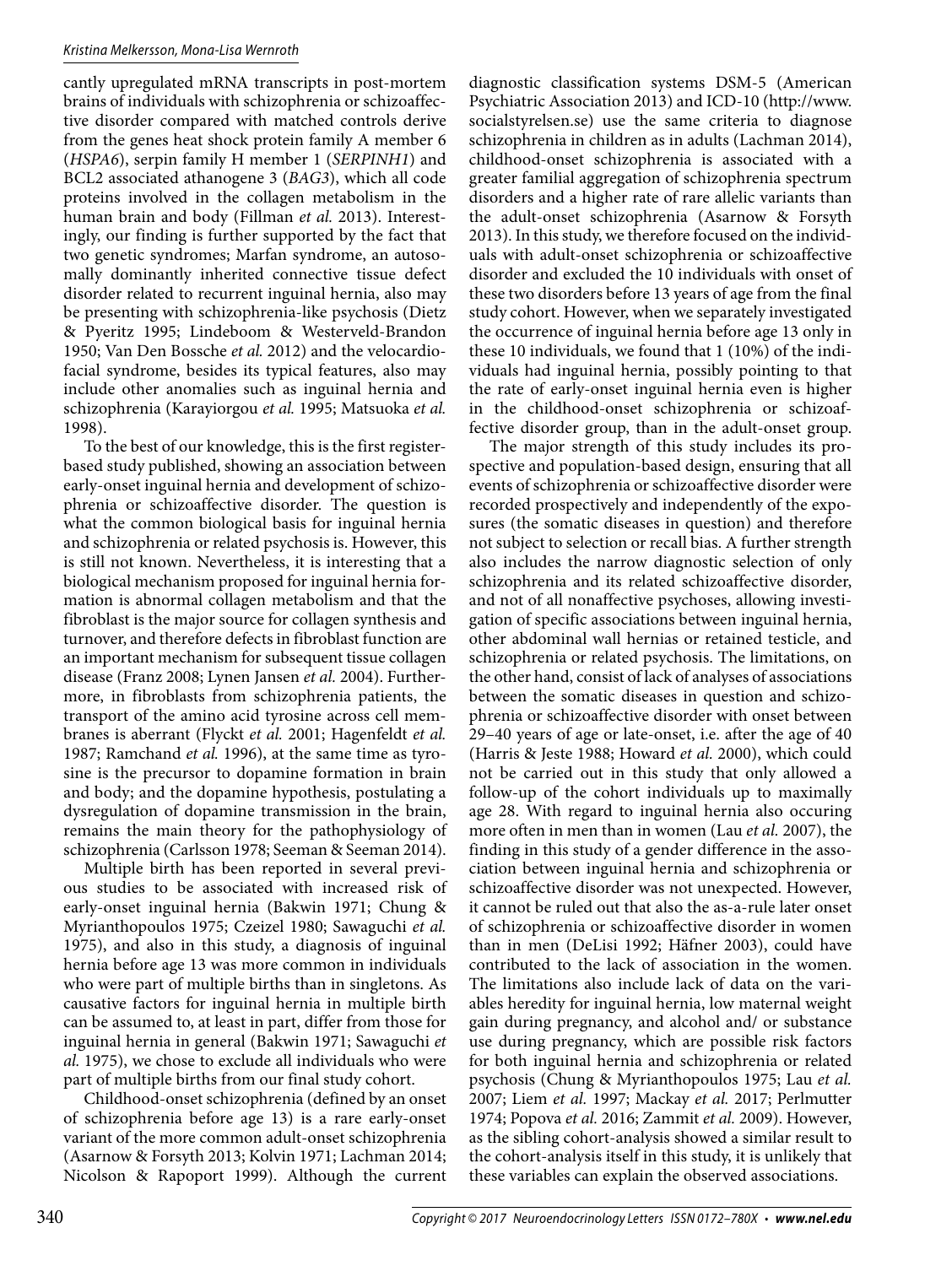cantly upregulated mRNA transcripts in post-mortem brains of individuals with schizophrenia or schizoaffective disorder compared with matched controls derive from the genes heat shock protein family A member 6 (*HSPA6*), serpin family H member 1 (*SERPINH1*) and BCL2 associated athanogene 3 (*BAG3*), which all code proteins involved in the collagen metabolism in the human brain and body (Fillman *et al.* 2013). Interestingly, our finding is further supported by the fact that two genetic syndromes; Marfan syndrome, an autosomally dominantly inherited connective tissue defect disorder related to recurrent inguinal hernia, also may be presenting with schizophrenia-like psychosis (Dietz & Pyeritz 1995; Lindeboom & Westerveld-Brandon 1950; Van Den Bossche *et al.* 2012) and the velocardiofacial syndrome, besides its typical features, also may include other anomalies such as inguinal hernia and schizophrenia (Karayiorgou *et al.* 1995; Matsuoka *et al.* 1998).

To the best of our knowledge, this is the first register-based study published, showing an association between early-onset inguinal hernia and development of schizophrenia or schizoaffective disorder. The question is what the common biological basis for inguinal hernia and schizophrenia or related psychosis is. However, this is still not known. Nevertheless, it is interesting that a biological mechanism proposed for inguinal hernia formation is abnormal collagen metabolism and that the fibroblast is the major source for collagen synthesis and turnover, and therefore defects in fibroblast function are an important mechanism for subsequent tissue collagen disease (Franz 2008; Lynen Jansen *et al.* 2004). Furthermore, in fibroblasts from schizophrenia patients, the transport of the amino acid tyrosine across cell membranes is aberrant (Flyckt *et al.* 2001; Hagenfeldt *et al.* 1987; Ramchand *et al.* 1996), at the same time as tyrosine is the precursor to dopamine formation in brain and body; and the dopamine hypothesis, postulating a dysregulation of dopamine transmission in the brain, remains the main theory for the pathophysiology of schizophrenia (Carlsson 1978; Seeman & Seeman 2014).

Multiple birth has been reported in several previous studies to be associated with increased risk of early-onset inguinal hernia (Bakwin 1971; Chung & Myrianthopoulos 1975; Czeizel 1980; Sawaguchi *et al.* 1975), and also in this study, a diagnosis of inguinal hernia before age 13 was more common in individuals who were part of multiple births than in singletons. As causative factors for inguinal hernia in multiple birth can be assumed to, at least in part, differ from those for inguinal hernia in general (Bakwin 1971; Sawaguchi *et al.* 1975), we chose to exclude all individuals who were part of multiple births from our final study cohort.

Childhood-onset schizophrenia (defined by an onset of schizophrenia before age 13) is a rare early-onset variant of the more common adult-onset schizophrenia (Asarnow & Forsyth 2013; Kolvin 1971; Lachman 2014; Nicolson & Rapoport 1999). Although the current diagnostic classification systems DSM-5 (American Psychiatric Association 2013) and ICD-10 (http://www.socialstyrelsen.se) use the same criteria to diagnose schizophrenia in children as in adults (Lachman 2014), childhood-onset schizophrenia is associated with a greater familial aggregation of schizophrenia spectrum disorders and a higher rate of rare allelic variants than the adult-onset schizophrenia (Asarnow & Forsyth 2013). In this study, we therefore focused on the individuals with adult-onset schizophrenia or schizoaffective disorder and excluded the 10 individuals with onset of these two disorders before 13 years of age from the final study cohort. However, when we separately investigated the occurrence of inguinal hernia before age 13 only in these 10 individuals, we found that 1 (10%) of the individuals had inguinal hernia, possibly pointing to that the rate of early-onset inguinal hernia even is higher in the childhood-onset schizophrenia or schizoaffective disorder group, than in the adult-onset group.

The major strength of this study includes its prospective and population-based design, ensuring that all events of schizophrenia or schizoaffective disorder were recorded prospectively and independently of the exposures (the somatic diseases in question) and therefore not subject to selection or recall bias. A further strength also includes the narrow diagnostic selection of only schizophrenia and its related schizoaffective disorder, and not of all nonaffective psychoses, allowing investigation of specific associations between inguinal hernia, other abdominal wall hernias or retained testicle, and schizophrenia or related psychosis. The limitations, on the other hand, consist of lack of analyses of associations between the somatic diseases in question and schizophrenia or schizoaffective disorder with onset between 29–40 years of age or late-onset, i.e. after the age of 40 (Harris & Jeste 1988; Howard *et al.* 2000), which could not be carried out in this study that only allowed a follow-up of the cohort individuals up to maximally age 28. With regard to inguinal hernia also occuring more often in men than in women (Lau *et al.* 2007), the finding in this study of a gender difference in the association between inguinal hernia and schizophrenia or schizoaffective disorder was not unexpected. However, it cannot be ruled out that also the as-a-rule later onset of schizophrenia or schizoaffective disorder in women than in men (DeLisi 1992; Häfner 2003), could have contributed to the lack of association in the women. The limitations also include lack of data on the variables heredity for inguinal hernia, low maternal weight gain during pregnancy, and alcohol and/ or substance use during pregnancy, which are possible risk factors for both inguinal hernia and schizophrenia or related psychosis (Chung & Myrianthopoulos 1975; Lau *et al.* 2007; Liem *et al.* 1997; Mackay *et al.* 2017; Perlmutter 1974; Popova *et al.* 2016; Zammit *et al.* 2009). However, as the sibling cohort-analysis showed a similar result to the cohort-analysis itself in this study, it is unlikely that these variables can explain the observed associations.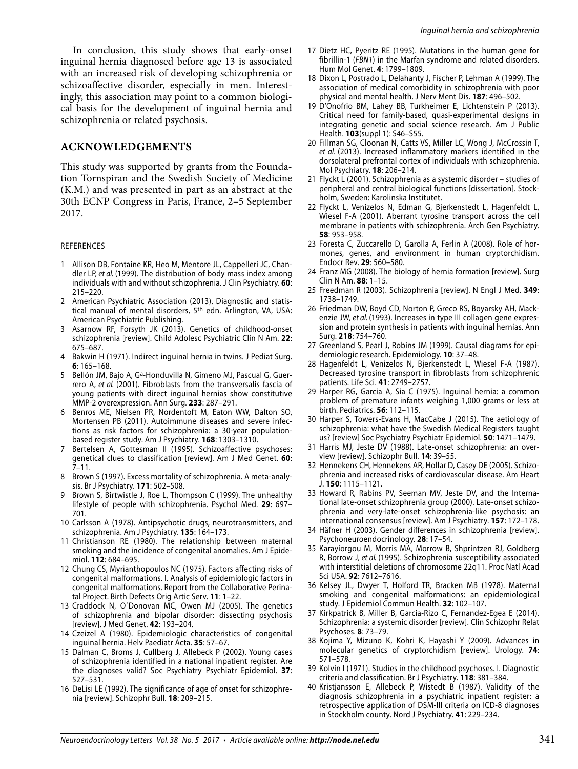In conclusion, this study shows that early-onset inguinal hernia diagnosed before age 13 is associated with an increased risk of developing schizophrenia or schizoaffective disorder, especially in men. Interestingly, this association may point to a common biological basis for the development of inguinal hernia and schizophrenia or related psychosis.

## ACKNOWLEDGEMENTS

This study was supported by grants from the Foundation Tornspiran and the Swedish Society of Medicine (K.M.) and was presented in part as an abstract at the 30th ECNP Congress in Paris, France, 2–5 September 2017.

### REFERENCES

1. Allison DB, Fontaine KR, Heo M, Mentore JL, Cappelleri JC, Chandler LP, *et al.* (1999). The distribution of body mass index among individuals with and without schizophrenia. J Clin Psychiatry. **60**: 215–220.
2. American Psychiatric Association (2013). Diagnostic and statistical manual of mental disorders, 5th edn. Arlington, VA, USA: American Psychiatric Publishing.
3. Asarnow RF, Forsyth JK (2013). Genetics of childhood-onset schizophrenia [review]. Child Adolesc Psychiatric Clin N Am. **22**: 675–687.
4. Bakwin H (1971). Indirect inguinal hernia in twins. J Pediat Surg. **6**: 165–168.
5. Bellón JM, Bajo A, Gª-Honduvilla N, Gimeno MJ, Pascual G, Guerrero A, *et al.* (2001). Fibroblasts from the transversalis fascia of young patients with direct inguinal hernias show constitutive MMP-2 overexpression. Ann Surg. **233**: 287–291.
6. Benros ME, Nielsen PR, Nordentoft M, Eaton WW, Dalton SO, Mortensen PB (2011). Autoimmune diseases and severe infections as risk factors for schizophrenia: a 30-year population-based register study. Am J Psychiatry. **168**: 1303–1310.
7. Bertelsen A, Gottesman II (1995). Schizoaffective psychoses: genetical clues to classification [review]. Am J Med Genet. **60**: 7–11.
8. Brown S (1997). Excess mortality of schizophrenia. A meta-analysis. Br J Psychiatry. **171**: 502–508.
9. Brown S, Birtwistle J, Roe L, Thompson C (1999). The unhealthy lifestyle of people with schizophrenia. Psychol Med. **29**: 697–701.
10. Carlsson A (1978). Antipsychotic drugs, neurotransmitters, and schizophrenia. Am J Psychiatry. **135**: 164–173.
11. Christianson RE (1980). The relationship between maternal smoking and the incidence of congenital anomalies. Am J Epidemiol. **112**: 684–695.
12. Chung CS, Myrianthopoulos NC (1975). Factors affecting risks of congenital malformations. I. Analysis of epidemiologic factors in congenital malformations. Report from the Collaborative Perinatal Project. Birth Defects Orig Artic Serv. **11**: 1–22.
13. Craddock N, O´Donovan MC, Owen MJ (2005). The genetics of schizophrenia and bipolar disorder: dissecting psychosis [review]. J Med Genet. **42**: 193–204.
14. Czeizel A (1980). Epidemiologic characteristics of congenital inguinal hernia. Helv Paediatr Acta. **35**: 57–67.
15. Dalman C, Broms J, Cullberg J, Allebeck P (2002). Young cases of schizophrenia identified in a national inpatient register. Are the diagnoses valid? Soc Psychiatry Psychiatr Epidemiol. **37**: 527–531.
16. DeLisi LE (1992). The significance of age of onset for schizophrenia [review]. Schizophr Bull. **18**: 209–215.
17. Dietz HC, Pyeritz RE (1995). Mutations in the human gene for fibrillin-1 (*FBN1*) in the Marfan syndrome and related disorders. Hum Mol Genet. **4**: 1799–1809.
18. Dixon L, Postrado L, Delahanty J, Fischer P, Lehman A (1999). The association of medical comorbidity in schizophrenia with poor physical and mental health. J Nerv Ment Dis. **187**: 496–502.
19. D'Onofrio BM, Lahey BB, Turkheimer E, Lichtenstein P (2013). Critical need for family-based, quasi-experimental designs in integrating genetic and social science research. Am J Public Health. **103**(suppl 1): S46–S55.
20. Fillman SG, Cloonan N, Catts VS, Miller LC, Wong J, McCrossin T, *et al.* (2013). Increased inflammatory markers identified in the dorsolateral prefrontal cortex of individuals with schizophrenia. Mol Psychiatry. **18**: 206–214.
21. Flyckt L (2001). Schizophrenia as a systemic disorder – studies of peripheral and central biological functions [dissertation]. Stockholm, Sweden: Karolinska Institutet.
22. Flyckt L, Venizelos N, Edman G, Bjerkenstedt L, Hagenfeldt L, Wiesel F-A (2001). Aberrant tyrosine transport across the cell membrane in patients with schizophrenia. Arch Gen Psychiatry. **58**: 953–958.
23. Foresta C, Zuccarello D, Garolla A, Ferlin A (2008). Role of hormones, genes, and environment in human cryptorchidism. Endocr Rev. **29**: 560–580.
24. Franz MG (2008). The biology of hernia formation [review]. Surg Clin N Am. **88**: 1–15.
25. Freedman R (2003). Schizophrenia [review]. N Engl J Med. **349**: 1738–1749.
26. Friedman DW, Boyd CD, Norton P, Greco RS, Boyarsky AH, Mackenzie JW, *et al.* (1993). Increases in type III collagen gene expression and protein synthesis in patients with inguinal hernias. Ann Surg. **218**: 754–760.
27. Greenland S, Pearl J, Robins JM (1999). Causal diagrams for epidemiologic research. Epidemiology. **10**: 37–48.
28. Hagenfeldt L, Venizelos N, Bjerkenstedt L, Wiesel F-A (1987). Decreased tyrosine transport in fibroblasts from schizophrenic patients. Life Sci. **41**: 2749–2757.
29. Harper RG, Garcia A, Sia C (1975). Inguinal hernia: a common problem of premature infants weighing 1,000 grams or less at birth. Pediatrics. **56**: 112–115.
30. Harper S, Towers-Evans H, MacCabe J (2015). The aetiology of schizophrenia: what have the Swedish Medical Registers taught us? [review] Soc Psychiatry Psychiatr Epidemiol. **50**: 1471–1479.
31. Harris MJ, Jeste DV (1988). Late-onset schizophrenia: an overview [review]. Schizophr Bull. **14**: 39–55.
32. Hennekens CH, Hennekens AR, Hollar D, Casey DE (2005). Schizophrenia and increased risks of cardiovascular disease. Am Heart J. **150**: 1115–1121.
33. Howard R, Rabins PV, Seeman MV, Jeste DV, and the International late-onset schizophrenia group (2000). Late-onset schizophrenia and very-late-onset schizophrenia-like psychosis: an international consensus [review]. Am J Psychiatry. **157**: 172–178.
34. Häfner H (2003). Gender differences in schizophrenia [review]. Psychoneuroendocrinology. **28**: 17–54.
35. Karayiorgou M, Morris MA, Morrow B, Shprintzen RJ, Goldberg R, Borrow J, *et al.* (1995). Schizophrenia susceptibility associated with interstitial deletions of chromosome 22q11. Proc Natl Acad Sci USA. **92**: 7612–7616.
36. Kelsey JL, Dwyer T, Holford TR, Bracken MB (1978). Maternal smoking and congenital malformations: an epidemiological study. J Epidemiol Commun Health. **32**: 102–107.
37. Kirkpatrick B, Miller B, Garcia-Rizo C, Fernandez-Egea E (2014). Schizophrenia: a systemic disorder [review]. Clin Schizophr Relat Psychoses. **8**: 73–79.
38. Kojima Y, Mizuno K, Kohri K, Hayashi Y (2009). Advances in molecular genetics of cryptorchidism [review]. Urology. **74**: 571–578.
39. Kolvin I (1971). Studies in the childhood psychoses. I. Diagnostic criteria and classification. Br J Psychiatry. **118**: 381–384.
40. Kristjansson E, Allebeck P, Wistedt B (1987). Validity of the diagnosis schizophrenia in a psychiatric inpatient register: a retrospective application of DSM-III criteria on ICD-8 diagnoses in Stockholm county. Nord J Psychiatry. **41**: 229–234.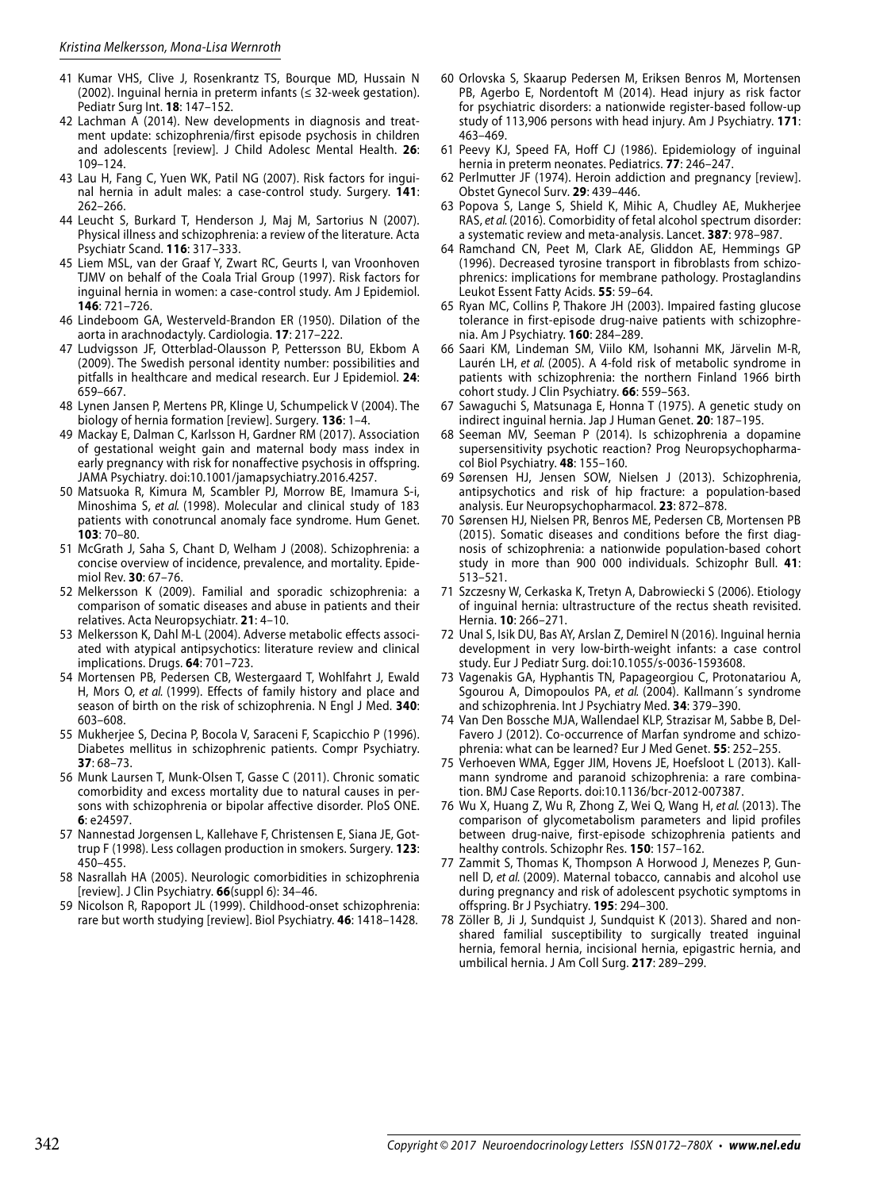41 Kumar VHS, Clive J, Rosenkrantz TS, Bourque MD, Hussain N (2002). Inguinal hernia in preterm infants (≤ 32-week gestation). Pediatr Surg Int. **18**: 147–152.

42 Lachman A (2014). New developments in diagnosis and treatment update: schizophrenia/first episode psychosis in children and adolescents [review]. J Child Adolesc Mental Health. **26**: 109–124.

43 Lau H, Fang C, Yuen WK, Patil NG (2007). Risk factors for inguinal hernia in adult males: a case-control study. Surgery. **141**: 262–266.

44 Leucht S, Burkard T, Henderson J, Maj M, Sartorius N (2007). Physical illness and schizophrenia: a review of the literature. Acta Psychiatr Scand. **116**: 317–333.

45 Liem MSL, van der Graaf Y, Zwart RC, Geurts I, van Vroonhoven TJMV on behalf of the Coala Trial Group (1997). Risk factors for inguinal hernia in women: a case-control study. Am J Epidemiol. **146**: 721–726.

46 Lindeboom GA, Westerveld-Brandon ER (1950). Dilation of the aorta in arachnodactyly. Cardiologia. **17**: 217–222.

47 Ludvigsson JF, Otterblad-Olausson P, Pettersson BU, Ekbom A (2009). The Swedish personal identity number: possibilities and pitfalls in healthcare and medical research. Eur J Epidemiol. **24**: 659–667.

48 Lynen Jansen P, Mertens PR, Klinge U, Schumpelick V (2004). The biology of hernia formation [review]. Surgery. **136**: 1–4.

49 Mackay E, Dalman C, Karlsson H, Gardner RM (2017). Association of gestational weight gain and maternal body mass index in early pregnancy with risk for nonaffective psychosis in offspring. JAMA Psychiatry. doi:10.1001/jamapsychiatry.2016.4257.

50 Matsuoka R, Kimura M, Scambler PJ, Morrow BE, Imamura S-i, Minoshima S, *et al.* (1998). Molecular and clinical study of 183 patients with conotruncal anomaly face syndrome. Hum Genet. **103**: 70–80.

51 McGrath J, Saha S, Chant D, Welham J (2008). Schizophrenia: a concise overview of incidence, prevalence, and mortality. Epidemiol Rev. **30**: 67–76.

52 Melkersson K (2009). Familial and sporadic schizophrenia: a comparison of somatic diseases and abuse in patients and their relatives. Acta Neuropsychiatr. **21**: 4–10.

53 Melkersson K, Dahl M-L (2004). Adverse metabolic effects associated with atypical antipsychotics: literature review and clinical implications. Drugs. **64**: 701–723.

54 Mortensen PB, Pedersen CB, Westergaard T, Wohlfahrt J, Ewald H, Mors O, *et al.* (1999). Effects of family history and place and season of birth on the risk of schizophrenia. N Engl J Med. **340**: 603–608.

55 Mukherjee S, Decina P, Bocola V, Saraceni F, Scapicchio P (1996). Diabetes mellitus in schizophrenic patients. Compr Psychiatry. **37**: 68–73.

56 Munk Laursen T, Munk-Olsen T, Gasse C (2011). Chronic somatic comorbidity and excess mortality due to natural causes in persons with schizophrenia or bipolar affective disorder. PloS ONE. **6**: e24597.

57 Nannestad Jorgensen L, Kallehave F, Christensen E, Siana JE, Gottrup F (1998). Less collagen production in smokers. Surgery. **123**: 450–455.

58 Nasrallah HA (2005). Neurologic comorbidities in schizophrenia [review]. J Clin Psychiatry. **66**(suppl 6): 34–46.

59 Nicolson R, Rapoport JL (1999). Childhood-onset schizophrenia: rare but worth studying [review]. Biol Psychiatry. **46**: 1418–1428.

60 Orlovska S, Skaarup Pedersen M, Eriksen Benros M, Mortensen PB, Agerbo E, Nordentoft M (2014). Head injury as risk factor for psychiatric disorders: a nationwide register-based follow-up study of 113,906 persons with head injury. Am J Psychiatry. **171**: 463–469.

61 Peevy KJ, Speed FA, Hoff CJ (1986). Epidemiology of inguinal hernia in preterm neonates. Pediatrics. **77**: 246–247.

62 Perlmutter JF (1974). Heroin addiction and pregnancy [review]. Obstet Gynecol Surv. **29**: 439–446.

63 Popova S, Lange S, Shield K, Mihic A, Chudley AE, Mukherjee RAS, *et al.* (2016). Comorbidity of fetal alcohol spectrum disorder: a systematic review and meta-analysis. Lancet. **387**: 978–987.

64 Ramchand CN, Peet M, Clark AE, Gliddon AE, Hemmings GP (1996). Decreased tyrosine transport in fibroblasts from schizophrenics: implications for membrane pathology. Prostaglandins Leukot Essent Fatty Acids. **55**: 59–64.

65 Ryan MC, Collins P, Thakore JH (2003). Impaired fasting glucose tolerance in first-episode drug-naive patients with schizophrenia. Am J Psychiatry. **160**: 284–289.

66 Saari KM, Lindeman SM, Viilo KM, Isohanni MK, Järvelin M-R, Laurén LH, *et al.* (2005). A 4-fold risk of metabolic syndrome in patients with schizophrenia: the northern Finland 1966 birth cohort study. J Clin Psychiatry. **66**: 559–563.

67 Sawaguchi S, Matsunaga E, Honna T (1975). A genetic study on indirect inguinal hernia. Jap J Human Genet. **20**: 187–195.

68 Seeman MV, Seeman P (2014). Is schizophrenia a dopamine supersensitivity psychotic reaction? Prog Neuropsychopharmacol Biol Psychiatry. **48**: 155–160.

69 Sørensen HJ, Jensen SOW, Nielsen J (2013). Schizophrenia, antipsychotics and risk of hip fracture: a population-based analysis. Eur Neuropsychopharmacol. **23**: 872–878.

70 Sørensen HJ, Nielsen PR, Benros ME, Pedersen CB, Mortensen PB (2015). Somatic diseases and conditions before the first diagnosis of schizophrenia: a nationwide population-based cohort study in more than 900 000 individuals. Schizophr Bull. **41**: 513–521.

71 Szczesny W, Cerkaska K, Tretyn A, Dabrowiecki S (2006). Etiology of inguinal hernia: ultrastructure of the rectus sheath revisited. Hernia. **10**: 266–271.

72 Unal S, Isik DU, Bas AY, Arslan Z, Demirel N (2016). Inguinal hernia development in very low-birth-weight infants: a case control study. Eur J Pediatr Surg. doi:10.1055/s-0036-1593608.

73 Vagenakis GA, Hyphantis TN, Papageorgiou C, Protonatariou A, Sgourou A, Dimopoulos PA, *et al.* (2004). Kallmann´s syndrome and schizophrenia. Int J Psychiatry Med. **34**: 379–390.

74 Van Den Bossche MJA, Wallendael KLP, Strazisar M, Sabbe B, Del-Favero J (2012). Co-occurrence of Marfan syndrome and schizophrenia: what can be learned? Eur J Med Genet. **55**: 252–255.

75 Verhoeven WMA, Egger JIM, Hovens JE, Hoefsloot L (2013). Kallmann syndrome and paranoid schizophrenia: a rare combination. BMJ Case Reports. doi:10.1136/bcr-2012-007387.

76 Wu X, Huang Z, Wu R, Zhong Z, Wei Q, Wang H, *et al.* (2013). The comparison of glycometabolism parameters and lipid profiles between drug-naive, first-episode schizophrenia patients and healthy controls. Schizophr Res. **150**: 157–162.

77 Zammit S, Thomas K, Thompson A Horwood J, Menezes P, Gunnell D, *et al.* (2009). Maternal tobacco, cannabis and alcohol use during pregnancy and risk of adolescent psychotic symptoms in offspring. Br J Psychiatry. **195**: 294–300.

78 Zöller B, Ji J, Sundquist J, Sundquist K (2013). Shared and nonshared familial susceptibility to surgically treated inguinal hernia, femoral hernia, incisional hernia, epigastric hernia, and umbilical hernia. J Am Coll Surg. **217**: 289–299.